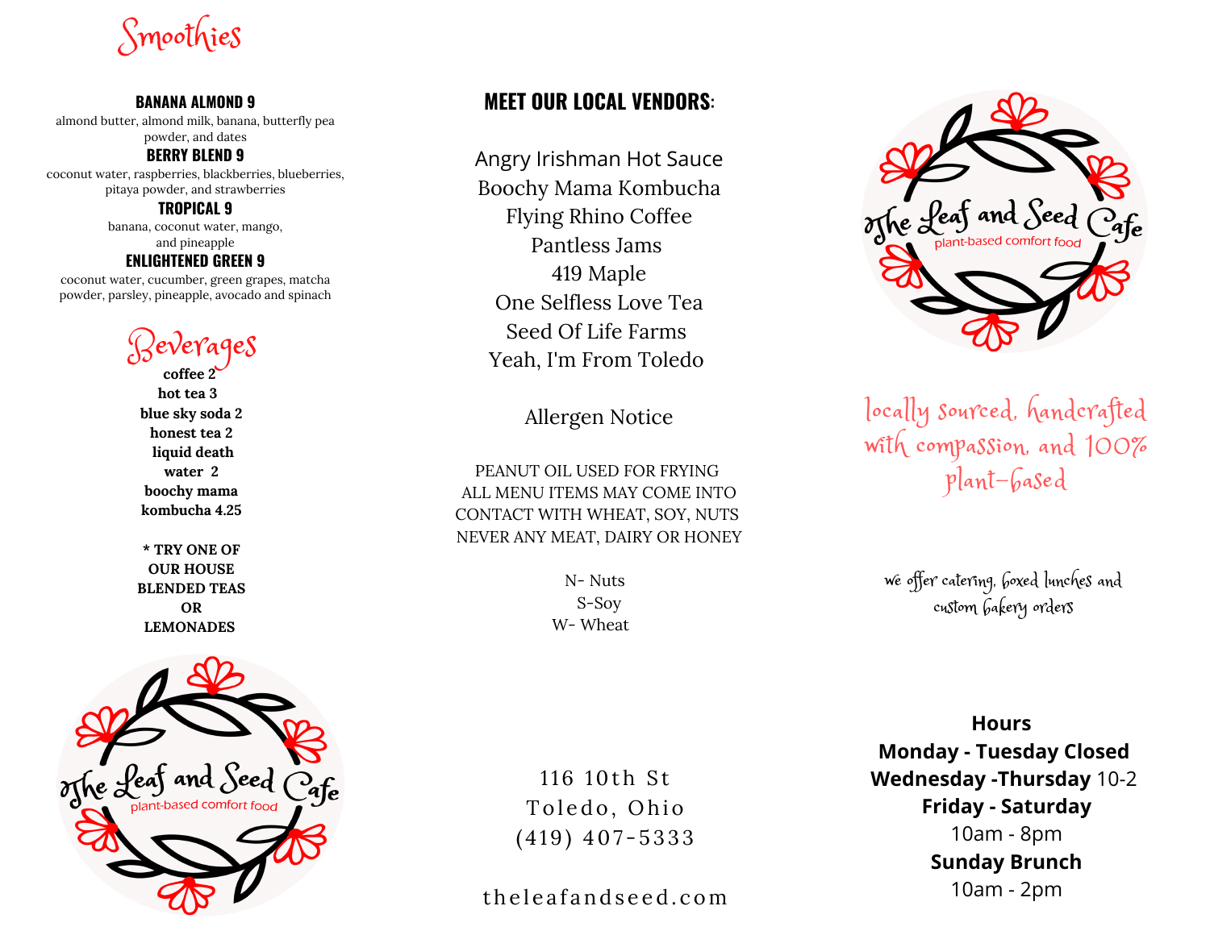# Smoothies

**BANANA ALMOND 9**
almond butter, almond milk, banana, butterfly pea powder, and dates

**BERRY BLEND 9**
coconut water, raspberries, blackberries, blueberries, pitaya powder, and strawberries

**TROPICAL 9**
banana, coconut water, mango, and pineapple

**ENLIGHTENED GREEN 9**
coconut water, cucumber, green grapes, matcha powder, parsley, pineapple, avocado and spinach

# Beverages

**coffee 2**
**hot tea 3**
**blue sky soda 2**
**honest tea 2**
**liquid death**
**water 2**
**boochy mama kombucha 4.25**

*** TRY ONE OF OUR HOUSE BLENDED TEAS OR LEMONADES**

The Leaf and Seed Cafe
plant-based comfort food

## MEET OUR LOCAL VENDORS:

Angry Irishman Hot Sauce
Boochy Mama Kombucha
Flying Rhino Coffee
Pantless Jams
419 Maple
One Selfless Love Tea
Seed Of Life Farms
Yeah, I'm From Toledo

Allergen Notice

PEANUT OIL USED FOR FRYING
ALL MENU ITEMS MAY COME INTO CONTACT WITH WHEAT, SOY, NUTS
NEVER ANY MEAT, DAIRY OR HONEY

N- Nuts
S-Soy
W- Wheat

116 10th St
Toledo, Ohio
(419) 407-5333

theleafandseed.com

The Leaf and Seed Cafe
plant-based comfort food

locally sourced, handcrafted with compassion, and 100% plant-based

we offer catering, boxed lunches and custom bakery orders

**Hours**
**Monday - Tuesday Closed**
**Wednesday -Thursday** 10-2
**Friday - Saturday**
10am - 8pm
**Sunday Brunch**
10am - 2pm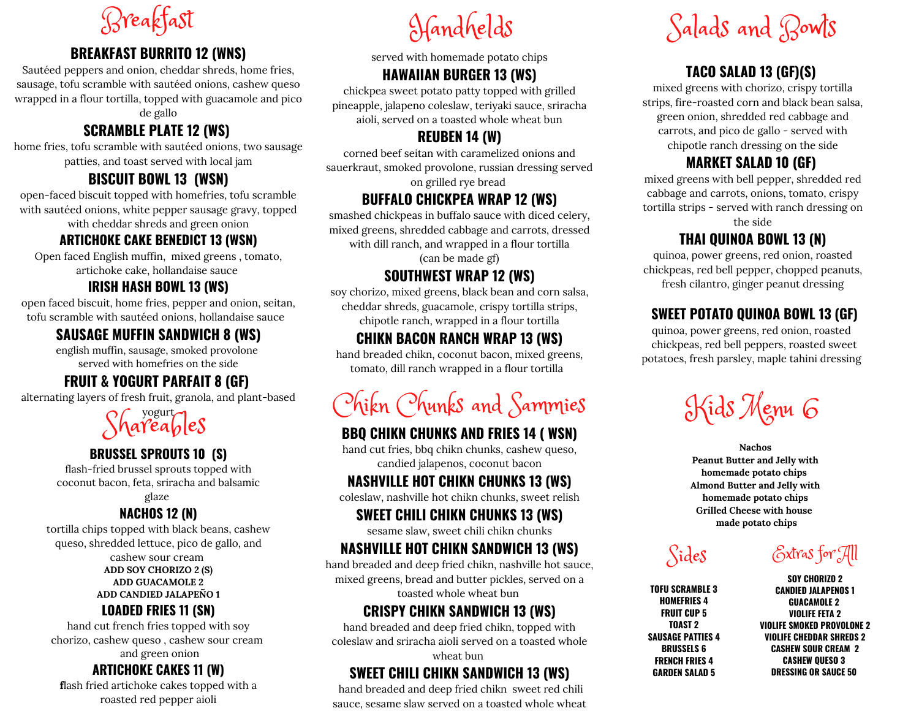# Breakfast

### BREAKFAST BURRITO 12 (WNS)

Sautéed peppers and onion, cheddar shreds, home fries, sausage, tofu scramble with sautéed onions, cashew queso wrapped in a flour tortilla, topped with guacamole and pico de gallo

### SCRAMBLE PLATE 12 (WS)

home fries, tofu scramble with sautéed onions, two sausage patties, and toast served with local jam

### BISCUIT BOWL 13 (WSN)

open-faced biscuit topped with homefries, tofu scramble with sautéed onions, white pepper sausage gravy, topped with cheddar shreds and green onion

### ARTICHOKE CAKE BENEDICT 13 (WSN)

Open faced English muffin, mixed greens , tomato, artichoke cake, hollandaise sauce

### IRISH HASH BOWL 13 (WS)

open faced biscuit, home fries, pepper and onion, seitan, tofu scramble with sautéed onions, hollandaise sauce

### SAUSAGE MUFFIN SANDWICH 8 (WS)

english muffin, sausage, smoked provolone served with homefries on the side

### FRUIT & YOGURT PARFAIT 8 (GF)

alternating layers of fresh fruit, granola, and plant-based yogurt

# Shareables

### BRUSSEL SPROUTS 10 (S)

flash-fried brussel sprouts topped with coconut bacon, feta, sriracha and balsamic glaze

### NACHOS 12 (N)

tortilla chips topped with black beans, cashew queso, shredded lettuce, pico de gallo, and cashew sour cream

**ADD SOY CHORIZO 2 (S)**
**ADD GUACAMOLE 2**
**ADD CANDIED JALAPEÑO 1**

### LOADED FRIES 11 (SN)

hand cut french fries topped with soy chorizo, cashew queso , cashew sour cream and green onion

### ARTICHOKE CAKES 11 (W)

flash fried artichoke cakes topped with a roasted red pepper aioli

# Handhelds

served with homemade potato chips

### HAWAIIAN BURGER 13 (WS)

chickpea sweet potato patty topped with grilled pineapple, jalapeno coleslaw, teriyaki sauce, sriracha aioli, served on a toasted whole wheat bun

### REUBEN 14 (W)

corned beef seitan with caramelized onions and sauerkraut, smoked provolone, russian dressing served on grilled rye bread

### BUFFALO CHICKPEA WRAP 12 (WS)

smashed chickpeas in buffalo sauce with diced celery, mixed greens, shredded cabbage and carrots, dressed with dill ranch, and wrapped in a flour tortilla (can be made gf)

### SOUTHWEST WRAP 12 (WS)

soy chorizo, mixed greens, black bean and corn salsa, cheddar shreds, guacamole, crispy tortilla strips, chipotle ranch, wrapped in a flour tortilla

### CHIKN BACON RANCH WRAP 13 (WS)

hand breaded chikn, coconut bacon, mixed greens, tomato, dill ranch wrapped in a flour tortilla

# Chikn Chunks and Sammies

### BBQ CHIKN CHUNKS AND FRIES 14 ( WSN)

hand cut fries, bbq chikn chunks, cashew queso, candied jalapenos, coconut bacon

### NASHVILLE HOT CHIKN CHUNKS 13 (WS)

coleslaw, nashville hot chikn chunks, sweet relish

### SWEET CHILI CHIKN CHUNKS 13 (WS)

sesame slaw, sweet chili chikn chunks

### NASHVILLE HOT CHIKN SANDWICH 13 (WS)

hand breaded and deep fried chikn, nashville hot sauce, mixed greens, bread and butter pickles, served on a toasted whole wheat bun

### CRISPY CHIKN SANDWICH 13 (WS)

hand breaded and deep fried chikn, topped with coleslaw and sriracha aioli served on a toasted whole wheat bun

### SWEET CHILI CHIKN SANDWICH 13 (WS)

hand breaded and deep fried chikn sweet red chili sauce, sesame slaw served on a toasted whole wheat

# Salads and Bowls

### TACO SALAD 13 (GF)(S)

mixed greens with chorizo, crispy tortilla strips, fire-roasted corn and black bean salsa, green onion, shredded red cabbage and carrots, and pico de gallo - served with chipotle ranch dressing on the side

### MARKET SALAD 10 (GF)

mixed greens with bell pepper, shredded red cabbage and carrots, onions, tomato, crispy tortilla strips - served with ranch dressing on the side

### THAI QUINOA BOWL 13 (N)

quinoa, power greens, red onion, roasted chickpeas, red bell pepper, chopped peanuts, fresh cilantro, ginger peanut dressing

### SWEET POTATO QUINOA BOWL 13 (GF)

quinoa, power greens, red onion, roasted chickpeas, red bell peppers, roasted sweet potatoes, fresh parsley, maple tahini dressing

# Kids Menu 6

**Nachos**
**Peanut Butter and Jelly with homemade potato chips**
**Almond Butter and Jelly with homemade potato chips**
**Grilled Cheese with house made potato chips**

# Sides

**TOFU SCRAMBLE 3**
**HOMEFRIES 4**
**FRUIT CUP 5**
**TOAST 2**
**SAUSAGE PATTIES 4**
**BRUSSELS 6**
**FRENCH FRIES 4**
**GARDEN SALAD 5**

# Extras for All

**SOY CHORIZO 2**
**CANDIED JALAPENOS 1**
**GUACAMOLE 2**
**VIOLIFE FETA 2**
**VIOLIFE SMOKED PROVOLONE 2**
**VIOLIFE CHEDDAR SHREDS 2**
**CASHEW SOUR CREAM 2**
**CASHEW QUESO 3**
**DRESSING OR SAUCE 50**